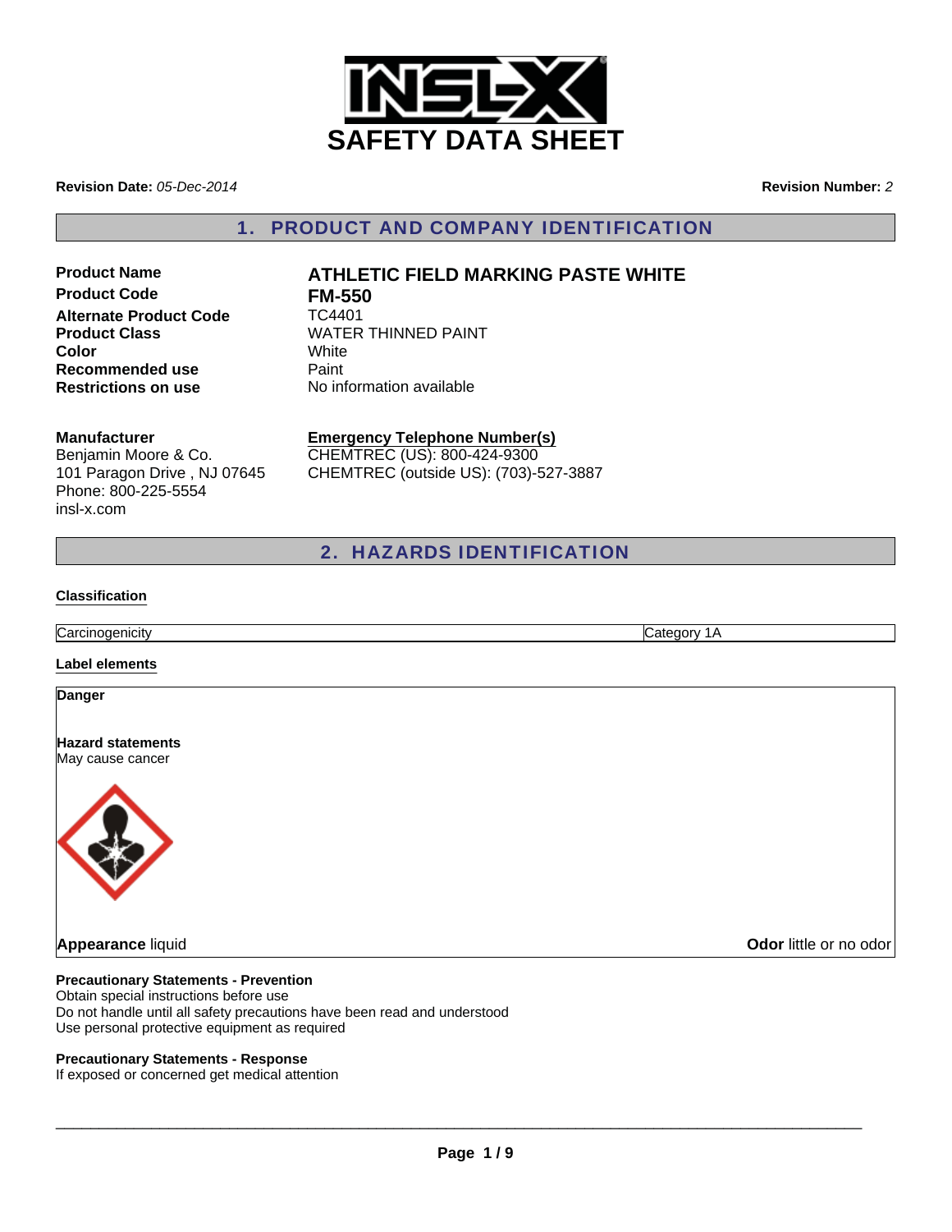# SAFETY DATA SHEET

**Revision Date:** *05-Dec-2014*

**Revision Number:** *2*

## 1. PRODUCT AND COMPANY IDENTIFICATION

| | |
|---|---|
| **Product Name** | **ATHLETIC FIELD MARKING PASTE WHITE** |
| **Product Code** | **FM-550** |
| **Alternate Product Code** | TC4401 |
| **Product Class** | WATER THINNED PAINT |
| **Color** | White |
| **Recommended use** | Paint |
| **Restrictions on use** | No information available |

**Manufacturer**
Benjamin Moore & Co.
101 Paragon Drive , NJ 07645
Phone: 800-225-5554
insl-x.com

**Emergency Telephone Number(s)**
CHEMTREC (US): 800-424-9300
CHEMTREC (outside US): (703)-527-3887

## 2. HAZARDS IDENTIFICATION

**Classification**

| | |
|---|---|
| Carcinogenicity | Category 1A |

**Label elements**

**Danger**

**Hazard statements**
May cause cancer

**Appearance** liquid

**Odor** little or no odor

**Precautionary Statements - Prevention**
Obtain special instructions before use
Do not handle until all safety precautions have been read and understood
Use personal protective equipment as required

**Precautionary Statements - Response**
If exposed or concerned get medical attention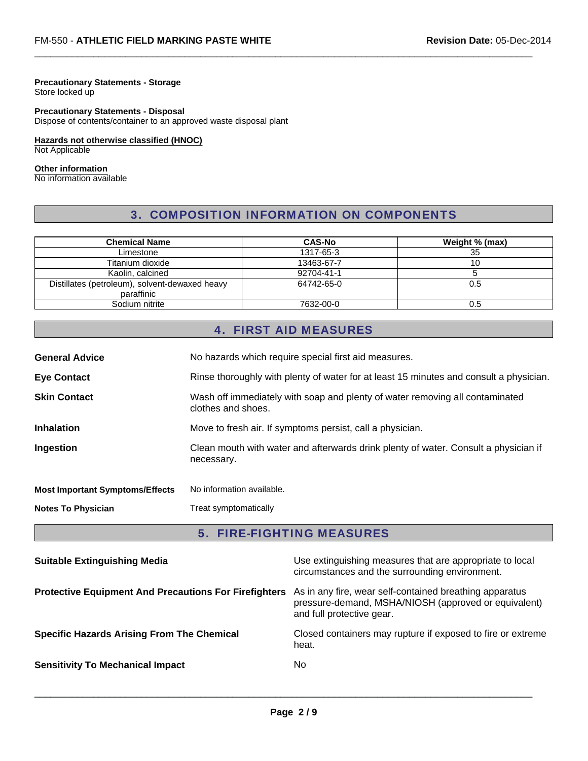**Precautionary Statements - Storage**
Store locked up

**Precautionary Statements - Disposal**
Dispose of contents/container to an approved waste disposal plant

**Hazards not otherwise classified (HNOC)**
Not Applicable

**Other information**
No information available

## 3. COMPOSITION INFORMATION ON COMPONENTS

| Chemical Name | CAS-No | Weight % (max) |
|---|---|---|
| Limestone | 1317-65-3 | 35 |
| Titanium dioxide | 13463-67-7 | 10 |
| Kaolin, calcined | 92704-41-1 | 5 |
| Distillates (petroleum), solvent-dewaxed heavy paraffinic | 64742-65-0 | 0.5 |
| Sodium nitrite | 7632-00-0 | 0.5 |

## 4. FIRST AID MEASURES

**General Advice** No hazards which require special first aid measures.

**Eye Contact** Rinse thoroughly with plenty of water for at least 15 minutes and consult a physician.

**Skin Contact** Wash off immediately with soap and plenty of water removing all contaminated clothes and shoes.

**Inhalation** Move to fresh air. If symptoms persist, call a physician.

**Ingestion** Clean mouth with water and afterwards drink plenty of water. Consult a physician if necessary.

**Most Important Symptoms/Effects** No information available.

**Notes To Physician** Treat symptomatically

## 5. FIRE-FIGHTING MEASURES

**Suitable Extinguishing Media** Use extinguishing measures that are appropriate to local circumstances and the surrounding environment.

**Protective Equipment And Precautions For Firefighters** As in any fire, wear self-contained breathing apparatus pressure-demand, MSHA/NIOSH (approved or equivalent) and full protective gear.

**Specific Hazards Arising From The Chemical** Closed containers may rupture if exposed to fire or extreme heat.

**Sensitivity To Mechanical Impact** No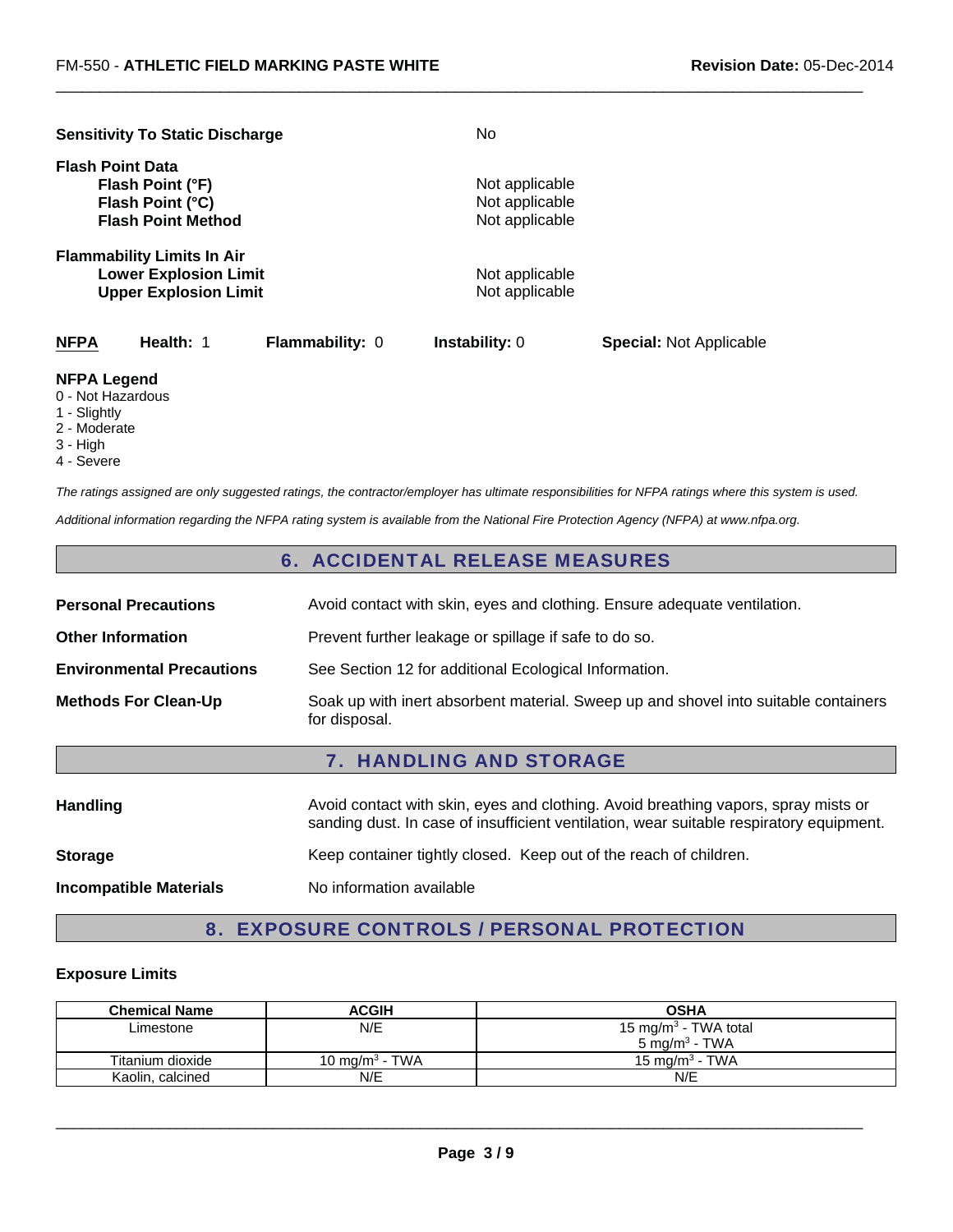**Sensitivity To Static Discharge** No

**Flash Point Data**
**Flash Point (°F)** Not applicable
**Flash Point (°C)** Not applicable
**Flash Point Method** Not applicable

**Flammability Limits In Air**
**Lower Explosion Limit** Not applicable
**Upper Explosion Limit** Not applicable

**NFPA** **Health:** 1 **Flammability:** 0 **Instability:** 0 **Special:** Not Applicable

**NFPA Legend**
0 - Not Hazardous
1 - Slightly
2 - Moderate
3 - High
4 - Severe

*The ratings assigned are only suggested ratings, the contractor/employer has ultimate responsibilities for NFPA ratings where this system is used.*

*Additional information regarding the NFPA rating system is available from the National Fire Protection Agency (NFPA) at www.nfpa.org.*

## 6. ACCIDENTAL RELEASE MEASURES

**Personal Precautions** Avoid contact with skin, eyes and clothing. Ensure adequate ventilation.

**Other Information** Prevent further leakage or spillage if safe to do so.

**Environmental Precautions** See Section 12 for additional Ecological Information.

**Methods For Clean-Up** Soak up with inert absorbent material. Sweep up and shovel into suitable containers for disposal.

## 7. HANDLING AND STORAGE

**Handling** Avoid contact with skin, eyes and clothing. Avoid breathing vapors, spray mists or sanding dust. In case of insufficient ventilation, wear suitable respiratory equipment.

**Storage** Keep container tightly closed. Keep out of the reach of children.

**Incompatible Materials** No information available

## 8. EXPOSURE CONTROLS / PERSONAL PROTECTION

**Exposure Limits**

| Chemical Name | ACGIH | OSHA |
|---|---|---|
| Limestone | N/E | 15 mg/m$^3$ - TWA total<br>5 mg/m$^3$ - TWA |
| Titanium dioxide | 10 mg/m$^3$ - TWA | 15 mg/m$^3$ - TWA |
| Kaolin, calcined | N/E | N/E |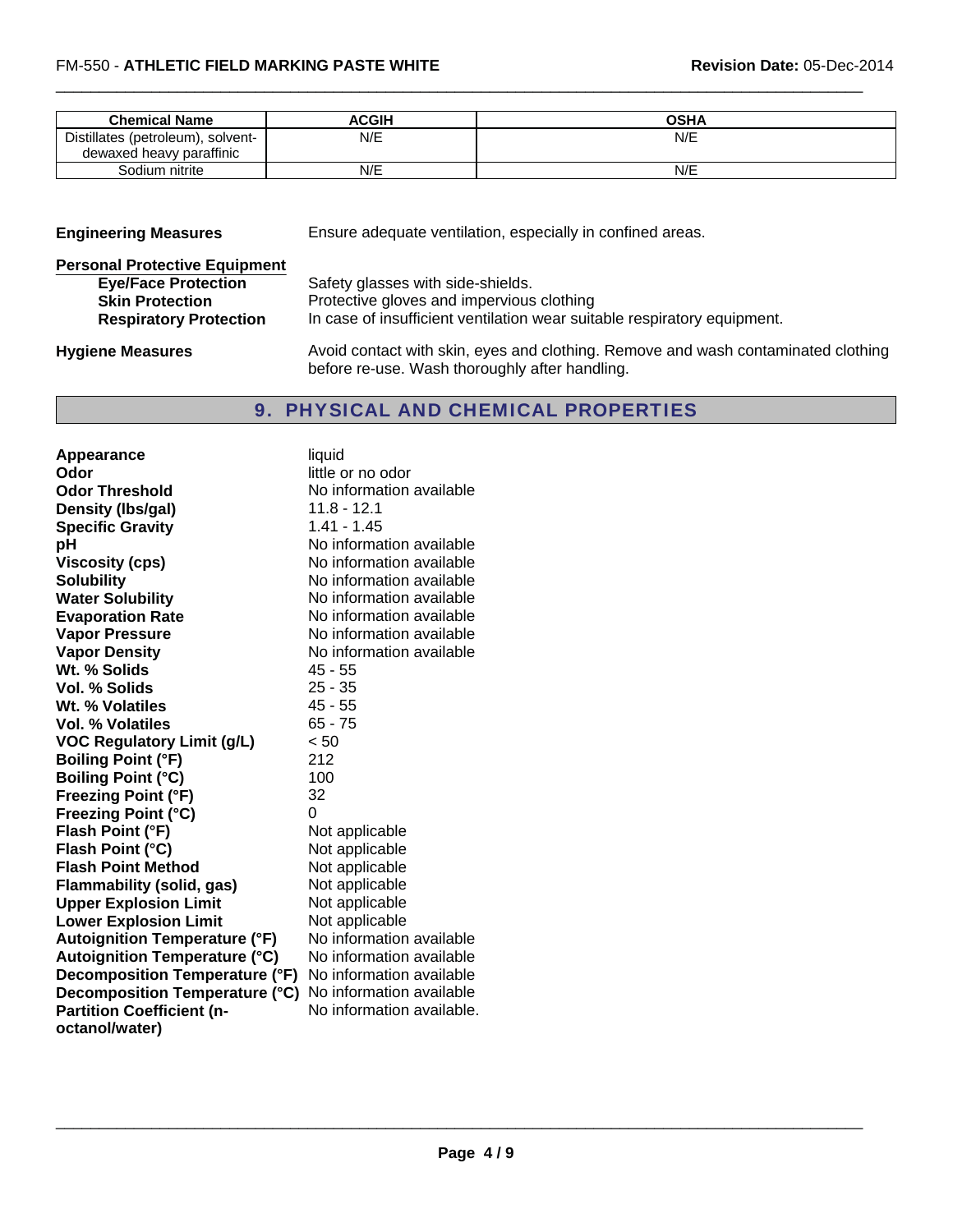| Chemical Name | ACGIH | OSHA |
|---|---|---|
| Distillates (petroleum), solvent-dewaxed heavy paraffinic | N/E | N/E |
| Sodium nitrite | N/E | N/E |

**Engineering Measures** Ensure adequate ventilation, especially in confined areas.

**Personal Protective Equipment**

**Eye/Face Protection** Safety glasses with side-shields.

**Skin Protection** Protective gloves and impervious clothing

**Respiratory Protection** In case of insufficient ventilation wear suitable respiratory equipment.

**Hygiene Measures** Avoid contact with skin, eyes and clothing. Remove and wash contaminated clothing before re-use. Wash thoroughly after handling.

## 9. PHYSICAL AND CHEMICAL PROPERTIES

| | |
|---|---|
| **Appearance** | liquid |
| **Odor** | little or no odor |
| **Odor Threshold** | No information available |
| **Density (lbs/gal)** | 11.8 - 12.1 |
| **Specific Gravity** | 1.41 - 1.45 |
| **pH** | No information available |
| **Viscosity (cps)** | No information available |
| **Solubility** | No information available |
| **Water Solubility** | No information available |
| **Evaporation Rate** | No information available |
| **Vapor Pressure** | No information available |
| **Vapor Density** | No information available |
| **Wt. % Solids** | 45 - 55 |
| **Vol. % Solids** | 25 - 35 |
| **Wt. % Volatiles** | 45 - 55 |
| **Vol. % Volatiles** | 65 - 75 |
| **VOC Regulatory Limit (g/L)** | < 50 |
| **Boiling Point (°F)** | 212 |
| **Boiling Point (°C)** | 100 |
| **Freezing Point (°F)** | 32 |
| **Freezing Point (°C)** | 0 |
| **Flash Point (°F)** | Not applicable |
| **Flash Point (°C)** | Not applicable |
| **Flash Point Method** | Not applicable |
| **Flammability (solid, gas)** | Not applicable |
| **Upper Explosion Limit** | Not applicable |
| **Lower Explosion Limit** | Not applicable |
| **Autoignition Temperature (°F)** | No information available |
| **Autoignition Temperature (°C)** | No information available |
| **Decomposition Temperature (°F)** | No information available |
| **Decomposition Temperature (°C)** | No information available |
| **Partition Coefficient (n-octanol/water)** | No information available. |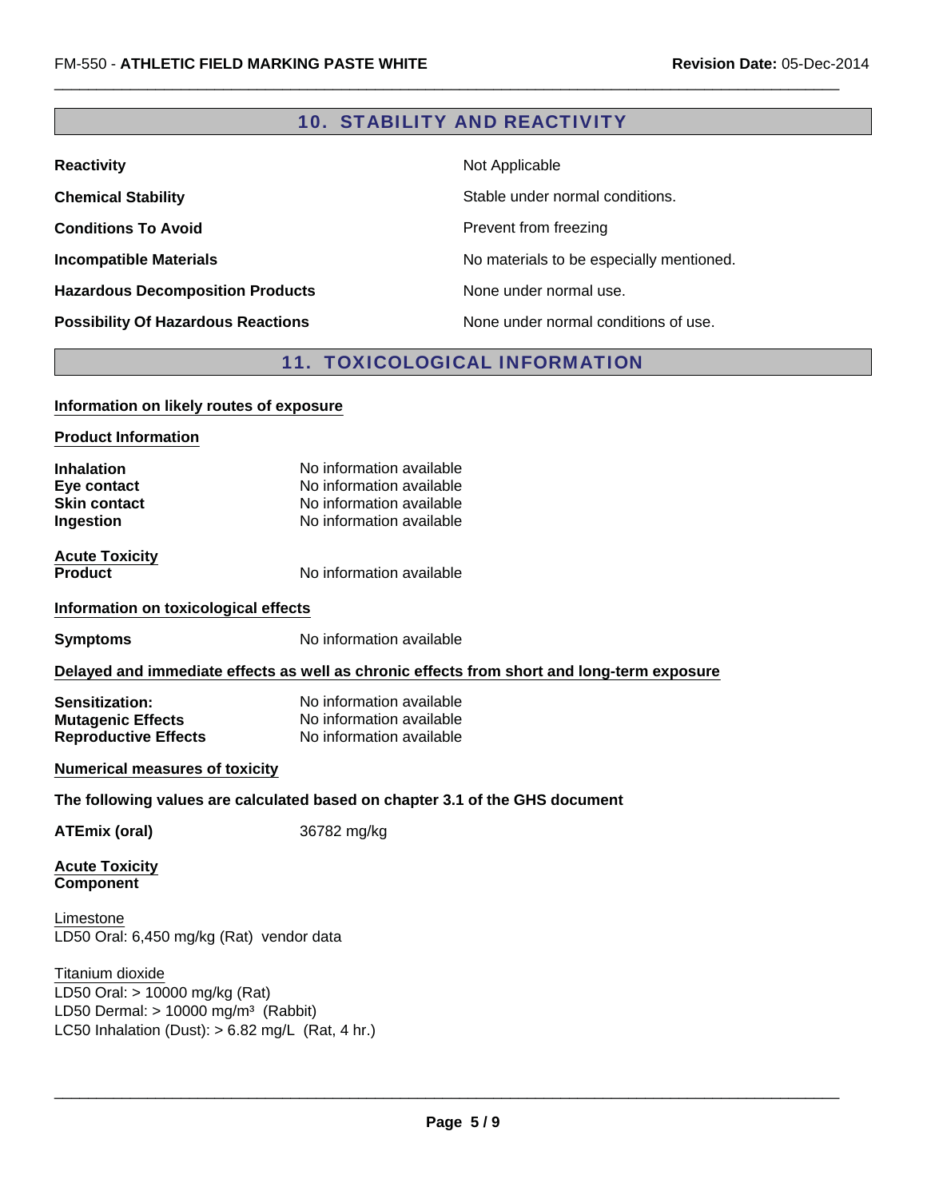## 10. STABILITY AND REACTIVITY

| | |
|---|---|
| **Reactivity** | Not Applicable |
| **Chemical Stability** | Stable under normal conditions. |
| **Conditions To Avoid** | Prevent from freezing |
| **Incompatible Materials** | No materials to be especially mentioned. |
| **Hazardous Decomposition Products** | None under normal use. |
| **Possibility Of Hazardous Reactions** | None under normal conditions of use. |

## 11. TOXICOLOGICAL INFORMATION

**Information on likely routes of exposure**

**Product Information**

| | |
|---|---|
| **Inhalation** | No information available |
| **Eye contact** | No information available |
| **Skin contact** | No information available |
| **Ingestion** | No information available |

**Acute Toxicity**

**Product** No information available

**Information on toxicological effects**

**Symptoms** No information available

**Delayed and immediate effects as well as chronic effects from short and long-term exposure**

| | |
|---|---|
| **Sensitization:** | No information available |
| **Mutagenic Effects** | No information available |
| **Reproductive Effects** | No information available |

**Numerical measures of toxicity**

**The following values are calculated based on chapter 3.1 of the GHS document**

**ATEmix (oral)** 36782 mg/kg

**Acute Toxicity**

**Component**

Limestone

LD50 Oral: 6,450 mg/kg (Rat) vendor data

Titanium dioxide

LD50 Oral: > 10000 mg/kg (Rat)

LD50 Dermal: > 10000 mg/m$^3$ (Rabbit)

LC50 Inhalation (Dust): > 6.82 mg/L (Rat, 4 hr.)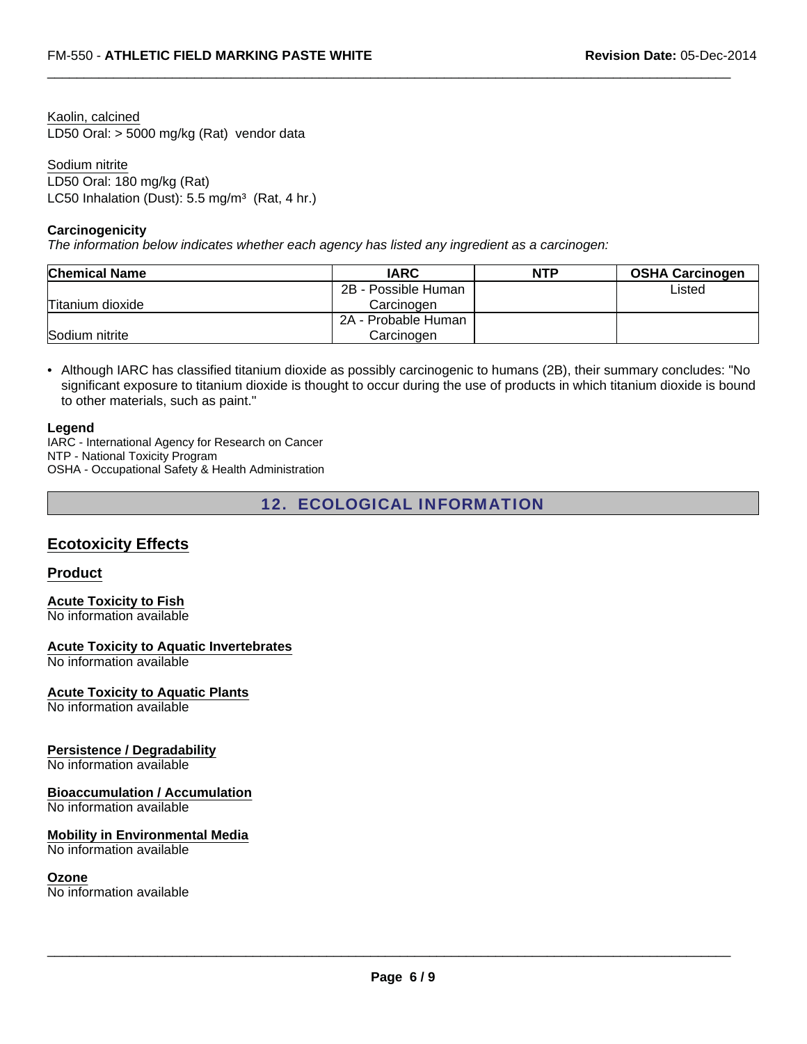Kaolin, calcined
LD50 Oral: > 5000 mg/kg (Rat) vendor data

Sodium nitrite
LD50 Oral: 180 mg/kg (Rat)
LC50 Inhalation (Dust): 5.5 mg/m³ (Rat, 4 hr.)

**Carcinogenicity**

*The information below indicates whether each agency has listed any ingredient as a carcinogen:*

| Chemical Name | IARC | NTP | OSHA Carcinogen |
|---|---|---|---|
| Titanium dioxide | 2B - Possible Human Carcinogen | | Listed |
| Sodium nitrite | 2A - Probable Human Carcinogen | | |

- Although IARC has classified titanium dioxide as possibly carcinogenic to humans (2B), their summary concludes: "No significant exposure to titanium dioxide is thought to occur during the use of products in which titanium dioxide is bound to other materials, such as paint."

**Legend**

IARC - International Agency for Research on Cancer
NTP - National Toxicity Program
OSHA - Occupational Safety & Health Administration

## 12. ECOLOGICAL INFORMATION

### Ecotoxicity Effects

#### Product

**Acute Toxicity to Fish**
No information available

**Acute Toxicity to Aquatic Invertebrates**
No information available

**Acute Toxicity to Aquatic Plants**
No information available

**Persistence / Degradability**
No information available

**Bioaccumulation / Accumulation**
No information available

**Mobility in Environmental Media**
No information available

**Ozone**
No information available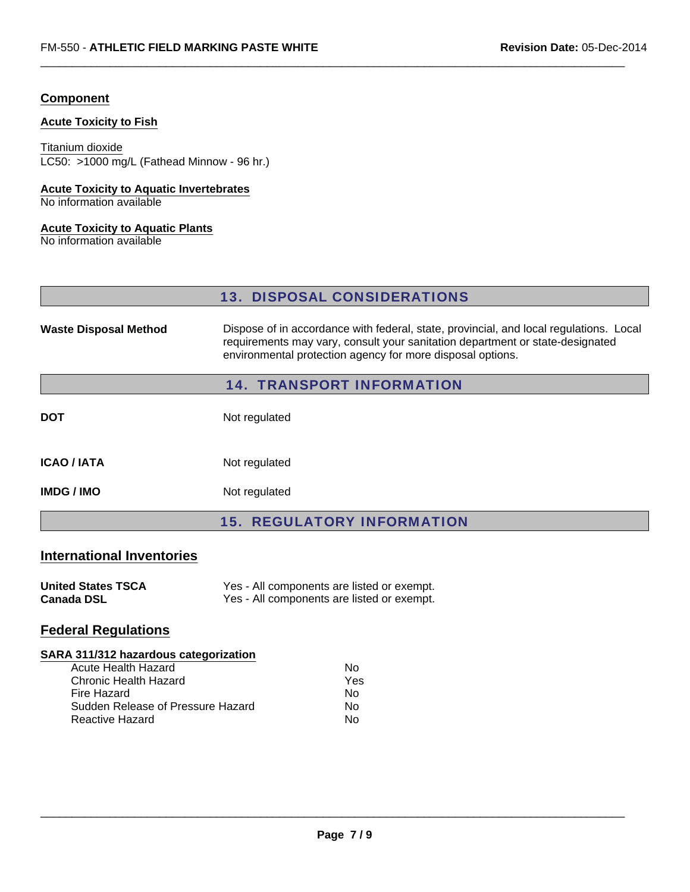### Component

#### Acute Toxicity to Fish

Titanium dioxide
LC50: >1000 mg/L (Fathead Minnow - 96 hr.)

#### Acute Toxicity to Aquatic Invertebrates

No information available

#### Acute Toxicity to Aquatic Plants

No information available

## 13. DISPOSAL CONSIDERATIONS

| | |
|---|---|
| **Waste Disposal Method** | Dispose of in accordance with federal, state, provincial, and local regulations. Local requirements may vary, consult your sanitation department or state-designated environmental protection agency for more disposal options. |

## 14. TRANSPORT INFORMATION

| | |
|---|---|
| **DOT** | Not regulated |
| **ICAO / IATA** | Not regulated |
| **IMDG / IMO** | Not regulated |

## 15. REGULATORY INFORMATION

### International Inventories

| | |
|---|---|
| **United States TSCA** | Yes - All components are listed or exempt. |
| **Canada DSL** | Yes - All components are listed or exempt. |

### Federal Regulations

#### SARA 311/312 hazardous categorization

| | |
|---|---|
| Acute Health Hazard | No |
| Chronic Health Hazard | Yes |
| Fire Hazard | No |
| Sudden Release of Pressure Hazard | No |
| Reactive Hazard | No |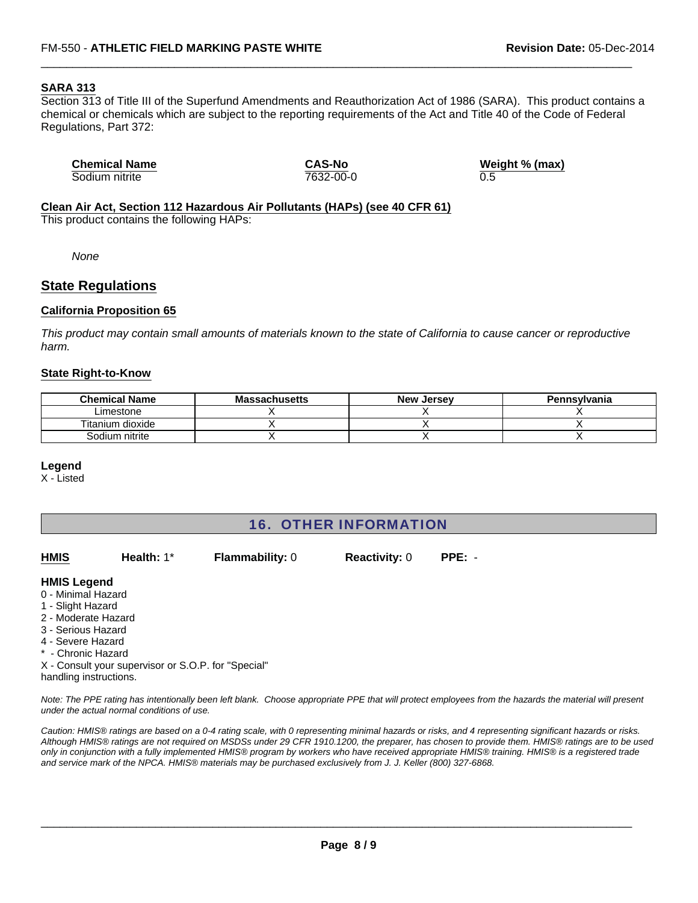### SARA 313

Section 313 of Title III of the Superfund Amendments and Reauthorization Act of 1986 (SARA). This product contains a chemical or chemicals which are subject to the reporting requirements of the Act and Title 40 of the Code of Federal Regulations, Part 372:

| Chemical Name | CAS-No | Weight % (max) |
|---|---|---|
| Sodium nitrite | 7632-00-0 | 0.5 |

### Clean Air Act, Section 112 Hazardous Air Pollutants (HAPs) (see 40 CFR 61)

This product contains the following HAPs:

*None*

## State Regulations

### California Proposition 65

*This product may contain small amounts of materials known to the state of California to cause cancer or reproductive harm.*

### State Right-to-Know

| Chemical Name | Massachusetts | New Jersey | Pennsylvania |
|---|---|---|---|
| Limestone | X | X | X |
| Titanium dioxide | X | X | X |
| Sodium nitrite | X | X | X |

**Legend**

X - Listed

## 16. OTHER INFORMATION

**HMIS** **Health:** 1* **Flammability:** 0 **Reactivity:** 0 **PPE:** -

**HMIS Legend**

0 - Minimal Hazard
1 - Slight Hazard
2 - Moderate Hazard
3 - Serious Hazard
4 - Severe Hazard
* - Chronic Hazard
X - Consult your supervisor or S.O.P. for "Special" handling instructions.

*Note: The PPE rating has intentionally been left blank. Choose appropriate PPE that will protect employees from the hazards the material will present under the actual normal conditions of use.*

*Caution: HMIS® ratings are based on a 0-4 rating scale, with 0 representing minimal hazards or risks, and 4 representing significant hazards or risks. Although HMIS® ratings are not required on MSDSs under 29 CFR 1910.1200, the preparer, has chosen to provide them. HMIS® ratings are to be used only in conjunction with a fully implemented HMIS® program by workers who have received appropriate HMIS® training. HMIS® is a registered trade and service mark of the NPCA. HMIS® materials may be purchased exclusively from J. J. Keller (800) 327-6868.*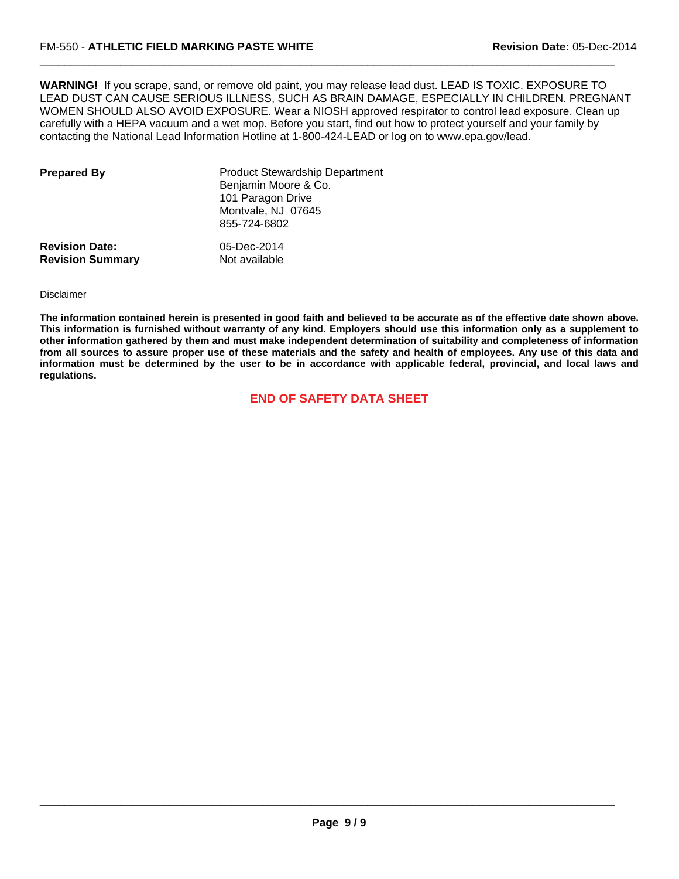**WARNING!** If you scrape, sand, or remove old paint, you may release lead dust. LEAD IS TOXIC. EXPOSURE TO LEAD DUST CAN CAUSE SERIOUS ILLNESS, SUCH AS BRAIN DAMAGE, ESPECIALLY IN CHILDREN. PREGNANT WOMEN SHOULD ALSO AVOID EXPOSURE. Wear a NIOSH approved respirator to control lead exposure. Clean up carefully with a HEPA vacuum and a wet mop. Before you start, find out how to protect yourself and your family by contacting the National Lead Information Hotline at 1-800-424-LEAD or log on to www.epa.gov/lead.

| | |
|---|---|
| **Prepared By** | Product Stewardship Department<br>Benjamin Moore & Co.<br>101 Paragon Drive<br>Montvale, NJ 07645<br>855-724-6802 |
| **Revision Date:** | 05-Dec-2014 |
| **Revision Summary** | Not available |

Disclaimer

**The information contained herein is presented in good faith and believed to be accurate as of the effective date shown above. This information is furnished without warranty of any kind. Employers should use this information only as a supplement to other information gathered by them and must make independent determination of suitability and completeness of information from all sources to assure proper use of these materials and the safety and health of employees. Any use of this data and information must be determined by the user to be in accordance with applicable federal, provincial, and local laws and regulations.**

**END OF SAFETY DATA SHEET**